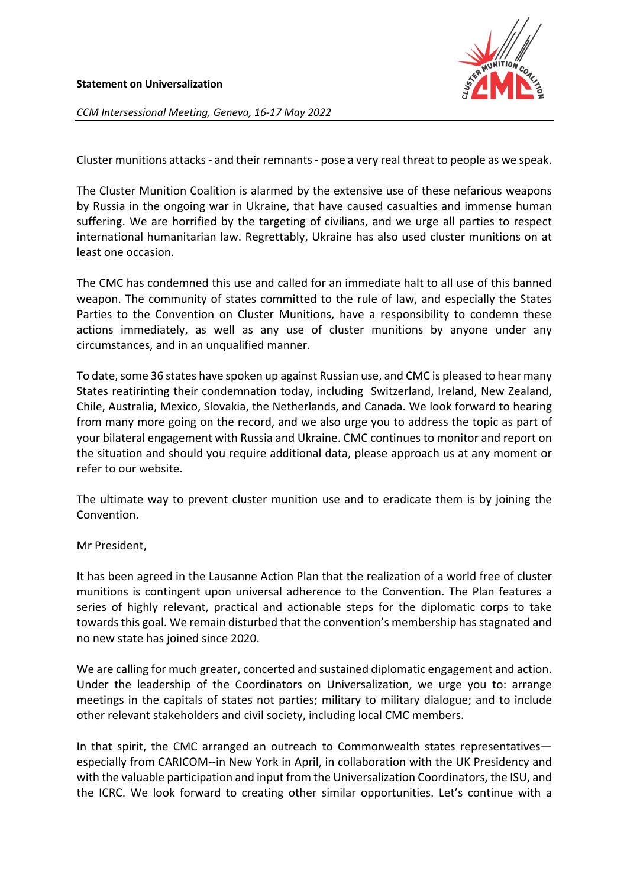**Statement on Universalization**

*CCM Intersessional Meeting, Geneva, 16-17 May 2022*

Cluster munitions attacks - and their remnants - pose a very real threat to people as we speak.

The Cluster Munition Coalition is alarmed by the extensive use of these nefarious weapons by Russia in the ongoing war in Ukraine, that have caused casualties and immense human suffering. We are horrified by the targeting of civilians, and we urge all parties to respect international humanitarian law. Regrettably, Ukraine has also used cluster munitions on at least one occasion.

The CMC has condemned this use and called for an immediate halt to all use of this banned weapon. The community of states committed to the rule of law, and especially the States Parties to the Convention on Cluster Munitions, have a responsibility to condemn these actions immediately, as well as any use of cluster munitions by anyone under any circumstances, and in an unqualified manner.

To date, some 36 states have spoken up against Russian use, and CMC is pleased to hear many States reatirinting their condemnation today, including Switzerland, Ireland, New Zealand, Chile, Australia, Mexico, Slovakia, the Netherlands, and Canada. We look forward to hearing from many more going on the record, and we also urge you to address the topic as part of your bilateral engagement with Russia and Ukraine. CMC continues to monitor and report on the situation and should you require additional data, please approach us at any moment or refer to our website.

The ultimate way to prevent cluster munition use and to eradicate them is by joining the Convention.

Mr President,

It has been agreed in the Lausanne Action Plan that the realization of a world free of cluster munitions is contingent upon universal adherence to the Convention. The Plan features a series of highly relevant, practical and actionable steps for the diplomatic corps to take towards this goal. We remain disturbed that the convention's membership has stagnated and no new state has joined since 2020.

We are calling for much greater, concerted and sustained diplomatic engagement and action. Under the leadership of the Coordinators on Universalization, we urge you to: arrange meetings in the capitals of states not parties; military to military dialogue; and to include other relevant stakeholders and civil society, including local CMC members.

In that spirit, the CMC arranged an outreach to Commonwealth states representatives—especially from CARICOM--in New York in April, in collaboration with the UK Presidency and with the valuable participation and input from the Universalization Coordinators, the ISU, and the ICRC. We look forward to creating other similar opportunities. Let's continue with a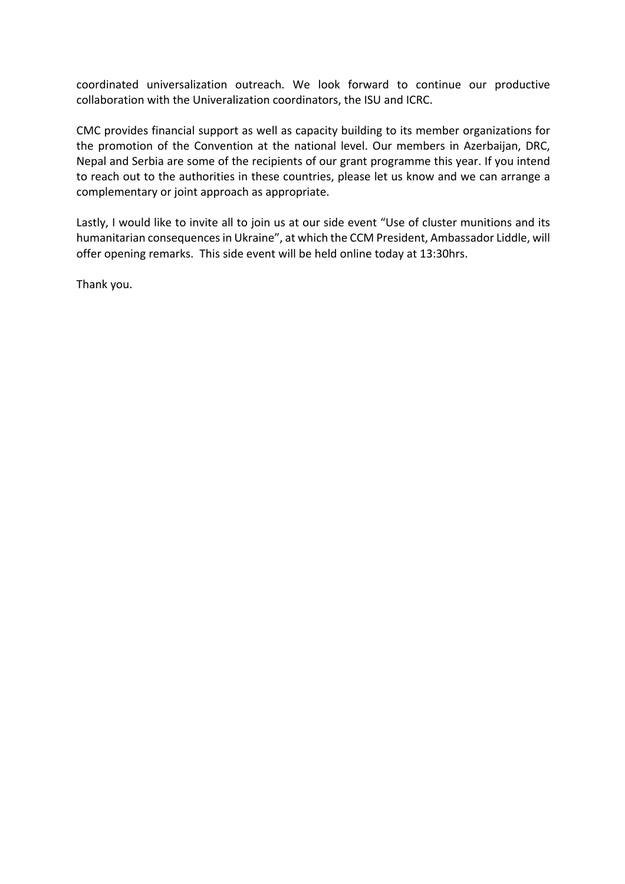coordinated universalization outreach. We look forward to continue our productive collaboration with the Univeralization coordinators, the ISU and ICRC.

CMC provides financial support as well as capacity building to its member organizations for the promotion of the Convention at the national level. Our members in Azerbaijan, DRC, Nepal and Serbia are some of the recipients of our grant programme this year. If you intend to reach out to the authorities in these countries, please let us know and we can arrange a complementary or joint approach as appropriate.

Lastly, I would like to invite all to join us at our side event "Use of cluster munitions and its humanitarian consequences in Ukraine", at which the CCM President, Ambassador Liddle, will offer opening remarks. This side event will be held online today at 13:30hrs.

Thank you.